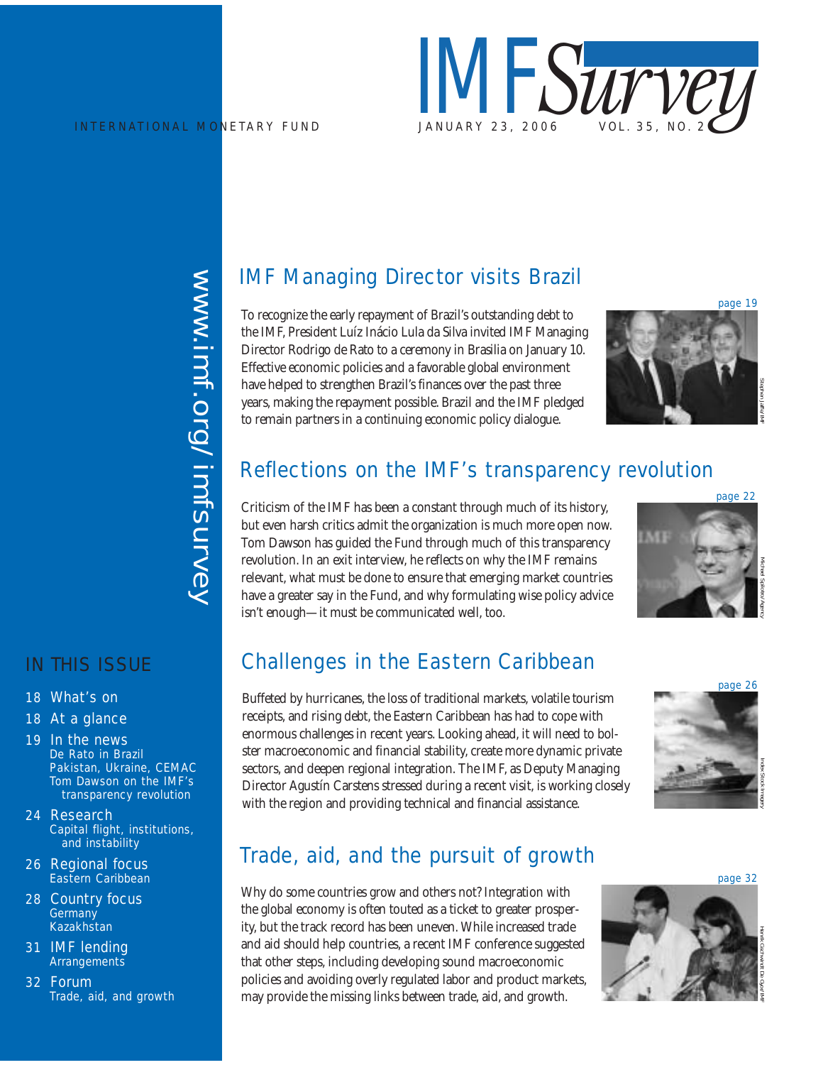# IMF Survey

INTERNATIONAL MONETARY FUND

JANUARY 23, 2006 VOL. 35, NO. 2

www.imf.org/imfsurvey

## IMF Managing Director visits Brazil

page 19

To recognize the early repayment of Brazil's outstanding debt to the IMF, President Luíz Inácio Lula da Silva invited IMF Managing Director Rodrigo de Rato to a ceremony in Brasilia on January 10. Effective economic policies and a favorable global environment have helped to strengthen Brazil's finances over the past three years, making the repayment possible. Brazil and the IMF pledged to remain partners in a continuing economic policy dialogue.

Stephen Jaffe/IMF

## Reflections on the IMF's transparency revolution

page 22

Criticism of the IMF has been a constant through much of its history, but even harsh critics admit the organization is much more open now. Tom Dawson has guided the Fund through much of this transparency revolution. In an exit interview, he reflects on why the IMF remains relevant, what must be done to ensure that emerging market countries have a greater say in the Fund, and why formulating wise policy advice isn't enough—it must be communicated well, too.

Michael Spilotro/Agency

## Challenges in the Eastern Caribbean

page 26

Buffeted by hurricanes, the loss of traditional markets, volatile tourism receipts, and rising debt, the Eastern Caribbean has had to cope with enormous challenges in recent years. Looking ahead, it will need to bolster macroeconomic and financial stability, create more dynamic private sectors, and deepen regional integration. The IMF, as Deputy Managing Director Agustín Carstens stressed during a recent visit, is working closely with the region and providing technical and financial assistance.

Index Stock Imagery

## Trade, aid, and the pursuit of growth

page 32

Why do some countries grow and others not? Integration with the global economy is often touted as a ticket to greater prosperity, but the track record has been uneven. While increased trade and aid should help countries, a recent IMF conference suggested that other steps, including developing sound macroeconomic policies and avoiding overly regulated labor and product markets, may provide the missing links between trade, aid, and growth.

Henrik Gschwindt de Gyor/IMF

## IN THIS ISSUE

- 18 What's on
- 18 At a glance
- 19 In the news
  - De Rato in Brazil
  - Pakistan, Ukraine, CEMAC
  - Tom Dawson on the IMF's transparency revolution
- 24 Research
  - Capital flight, institutions, and instability
- 26 Regional focus
  - Eastern Caribbean
- 28 Country focus
  - Germany
  - Kazakhstan
- 31 IMF lending
  - Arrangements
- 32 Forum
  - Trade, aid, and growth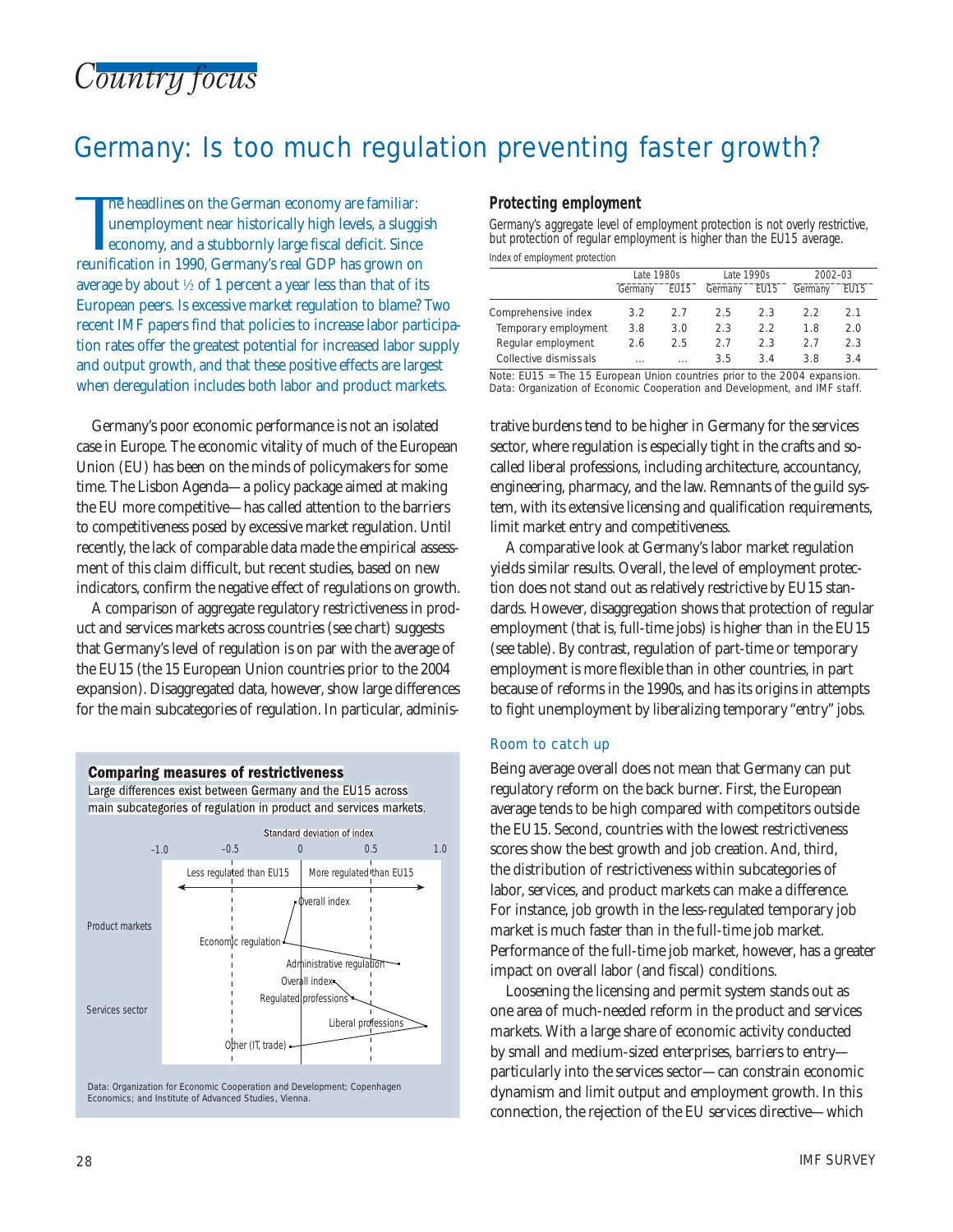*Country focus*

# Germany: Is too much regulation preventing faster growth?

The headlines on the German economy are familiar: unemployment near historically high levels, a sluggish economy, and a stubbornly large fiscal deficit. Since reunification in 1990, Germany's real GDP has grown on average by about ½ of 1 percent a year less than that of its European peers. Is excessive market regulation to blame? Two recent IMF papers find that policies to increase labor participation rates offer the greatest potential for increased labor supply and output growth, and that these positive effects are largest when deregulation includes both labor and product markets.

Germany's poor economic performance is not an isolated case in Europe. The economic vitality of much of the European Union (EU) has been on the minds of policymakers for some time. The Lisbon Agenda—a policy package aimed at making the EU more competitive—has called attention to the barriers to competitiveness posed by excessive market regulation. Until recently, the lack of comparable data made the empirical assessment of this claim difficult, but recent studies, based on new indicators, confirm the negative effect of regulations on growth.

A comparison of aggregate regulatory restrictiveness in product and services markets across countries (see chart) suggests that Germany's level of regulation is on par with the average of the EU15 (the 15 European Union countries prior to the 2004 expansion). Disaggregated data, however, show large differences for the main subcategories of regulation. In particular, administrative burdens tend to be higher in Germany for the services sector, where regulation is especially tight in the crafts and so-called liberal professions, including architecture, accountancy, engineering, pharmacy, and the law. Remnants of the guild system, with its extensive licensing and qualification requirements, limit market entry and competitiveness.

**Comparing measures of restrictiveness**

Large differences exist between Germany and the EU15 across main subcategories of regulation in product and services markets.

Data: Organization for Economic Cooperation and Development; Copenhagen Economics; and Institute of Advanced Studies, Vienna.

A comparative look at Germany's labor market regulation yields similar results. Overall, the level of employment protection does not stand out as relatively restrictive by EU15 standards. However, disaggregation shows that protection of regular employment (that is, full-time jobs) is higher than in the EU15 (see table). By contrast, regulation of part-time or temporary employment is more flexible than in other countries, in part because of reforms in the 1990s, and has its origins in attempts to fight unemployment by liberalizing temporary "entry" jobs.

**Protecting employment**

*Germany's aggregate level of employment protection is not overly restrictive, but protection of regular employment is higher than the EU15 average.*

Index of employment protection

| | Late 1980s | | Late 1990s | | 2002–03 | |
|---|---|---|---|---|---|---|
| | Germany | EU15 | Germany | EU15 | Germany | EU15 |
| Comprehensive index | 3.2 | 2.7 | 2.5 | 2.3 | 2.2 | 2.1 |
| Temporary employment | 3.8 | 3.0 | 2.3 | 2.2 | 1.8 | 2.0 |
| Regular employment | 2.6 | 2.5 | 2.7 | 2.3 | 2.7 | 2.3 |
| Collective dismissals | ... | ... | 3.5 | 3.4 | 3.8 | 3.4 |

Note: EU15 = The 15 European Union countries prior to the 2004 expansion.
Data: Organization of Economic Cooperation and Development, and IMF staff.

## Room to catch up

Being average overall does not mean that Germany can put regulatory reform on the back burner. First, the European average tends to be high compared with competitors outside the EU15. Second, countries with the lowest restrictiveness scores show the best growth and job creation. And, third, the distribution of restrictiveness within subcategories of labor, services, and product markets can make a difference. For instance, job growth in the less-regulated temporary job market is much faster than in the full-time job market. Performance of the full-time job market, however, has a greater impact on overall labor (and fiscal) conditions.

Loosening the licensing and permit system stands out as one area of much-needed reform in the product and services markets. With a large share of economic activity conducted by small and medium-sized enterprises, barriers to entry—particularly into the services sector—can constrain economic dynamism and limit output and employment growth. In this connection, the rejection of the EU services directive—which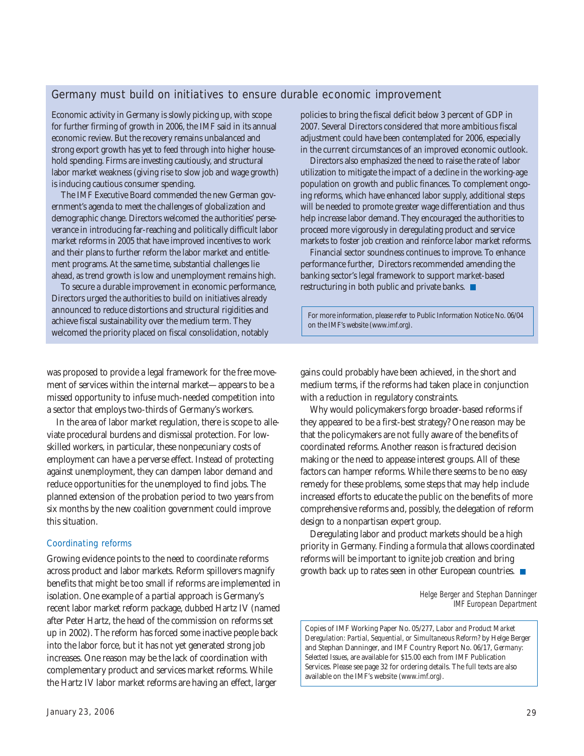## Germany must build on initiatives to ensure durable economic improvement

Economic activity in Germany is slowly picking up, with scope for further firming of growth in 2006, the IMF said in its annual economic review. But the recovery remains unbalanced and strong export growth has yet to feed through into higher household spending. Firms are investing cautiously, and structural labor market weakness (giving rise to slow job and wage growth) is inducing cautious consumer spending.

The IMF Executive Board commended the new German government's agenda to meet the challenges of globalization and demographic change. Directors welcomed the authorities' perseverance in introducing far-reaching and politically difficult labor market reforms in 2005 that have improved incentives to work and their plans to further reform the labor market and entitlement programs. At the same time, substantial challenges lie ahead, as trend growth is low and unemployment remains high.

To secure a durable improvement in economic performance, Directors urged the authorities to build on initiatives already announced to reduce distortions and structural rigidities and achieve fiscal sustainability over the medium term. They welcomed the priority placed on fiscal consolidation, notably policies to bring the fiscal deficit below 3 percent of GDP in 2007. Several Directors considered that more ambitious fiscal adjustment could have been contemplated for 2006, especially in the current circumstances of an improved economic outlook.

Directors also emphasized the need to raise the rate of labor utilization to mitigate the impact of a decline in the working-age population on growth and public finances. To complement ongoing reforms, which have enhanced labor supply, additional steps will be needed to promote greater wage differentiation and thus help increase labor demand. They encouraged the authorities to proceed more vigorously in deregulating product and service markets to foster job creation and reinforce labor market reforms.

Financial sector soundness continues to improve. To enhance performance further, Directors recommended amending the banking sector's legal framework to support market-based restructuring in both public and private banks.

For more information, please refer to Public Information Notice No. 06/04 on the IMF's website (www.imf.org).

was proposed to provide a legal framework for the free movement of services within the internal market—appears to be a missed opportunity to infuse much-needed competition into a sector that employs two-thirds of Germany's workers.

In the area of labor market regulation, there is scope to alleviate procedural burdens and dismissal protection. For low-skilled workers, in particular, these nonpecuniary costs of employment can have a perverse effect. Instead of protecting against unemployment, they can dampen labor demand and reduce opportunities for the unemployed to find jobs. The planned extension of the probation period to two years from six months by the new coalition government could improve this situation.

### Coordinating reforms

Growing evidence points to the need to coordinate reforms across product and labor markets. Reform spillovers magnify benefits that might be too small if reforms are implemented in isolation. One example of a partial approach is Germany's recent labor market reform package, dubbed Hartz IV (named after Peter Hartz, the head of the commission on reforms set up in 2002). The reform has forced some inactive people back into the labor force, but it has not yet generated strong job increases. One reason may be the lack of coordination with complementary product and services market reforms. While the Hartz IV labor market reforms are having an effect, larger gains could probably have been achieved, in the short and medium terms, if the reforms had taken place in conjunction with a reduction in regulatory constraints.

Why would policymakers forgo broader-based reforms if they appeared to be a first-best strategy? One reason may be that the policymakers are not fully aware of the benefits of coordinated reforms. Another reason is fractured decision making or the need to appease interest groups. All of these factors can hamper reforms. While there seems to be no easy remedy for these problems, some steps that may help include increased efforts to educate the public on the benefits of more comprehensive reforms and, possibly, the delegation of reform design to a nonpartisan expert group.

Deregulating labor and product markets should be a high priority in Germany. Finding a formula that allows coordinated reforms will be important to ignite job creation and bring growth back up to rates seen in other European countries.

*Helge Berger and Stephan Danninger*
*IMF European Department*

Copies of IMF Working Paper No. 05/277, *Labor and Product Market Deregulation: Partial, Sequential, or Simultaneous Reform?* by Helge Berger and Stephan Danninger, and IMF Country Report No. 06/17, *Germany: Selected Issues*, are available for $15.00 each from IMF Publication Services. Please see page 32 for ordering details. The full texts are also available on the IMF's website (www.imf.org).